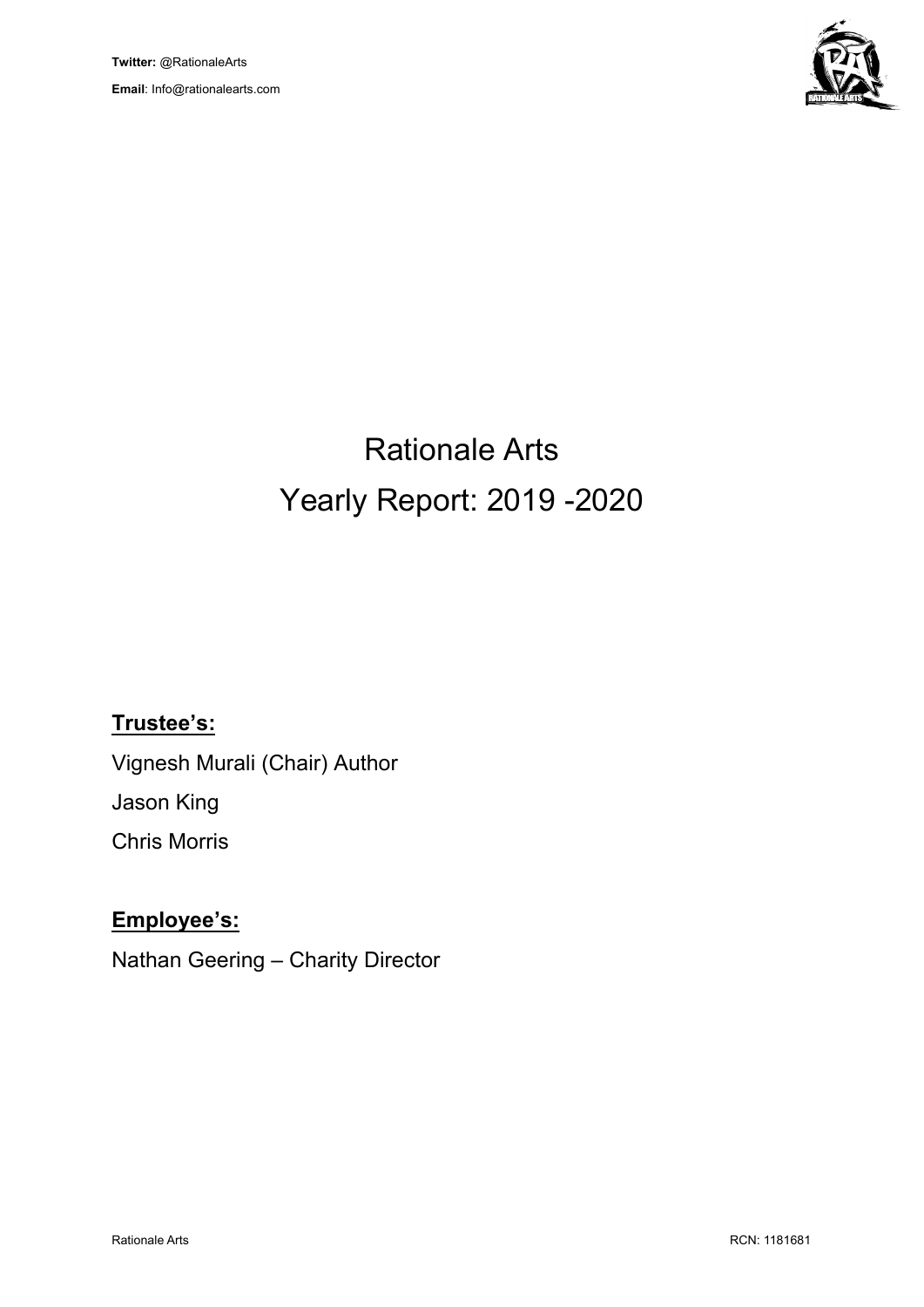**Twitter:** @RationaleArts

**Email**: Info@rationalearts.com

# Rationale Arts

# Yearly Report: 2019 -2020

## **Trustee's:**

Vignesh Murali (Chair) Author

Jason King

Chris Morris

## **Employee's:**

Nathan Geering – Charity Director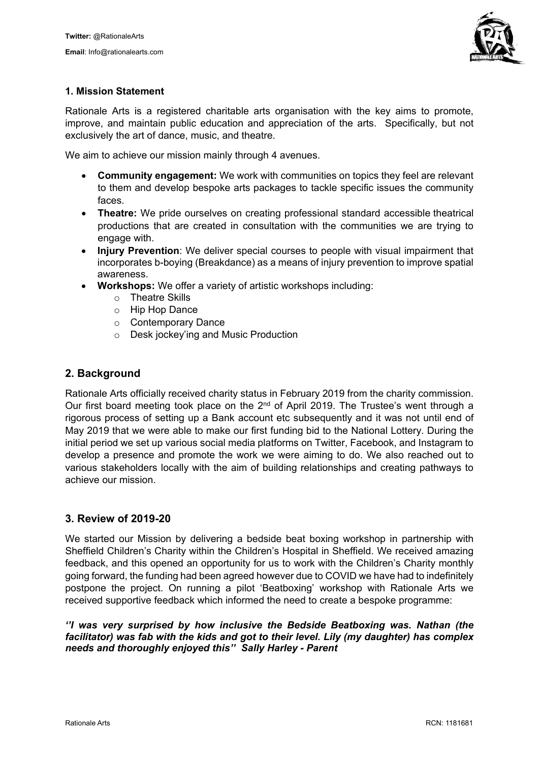### 1. Mission Statement

Rationale Arts is a registered charitable arts organisation with the key aims to promote, improve, and maintain public education and appreciation of the arts. Specifically, but not exclusively the art of dance, music, and theatre.

We aim to achieve our mission mainly through 4 avenues.

- **Community engagement:** We work with communities on topics they feel are relevant to them and develop bespoke arts packages to tackle specific issues the community faces.
- **Theatre:** We pride ourselves on creating professional standard accessible theatrical productions that are created in consultation with the communities we are trying to engage with.
- **Injury Prevention**: We deliver special courses to people with visual impairment that incorporates b-boying (Breakdance) as a means of injury prevention to improve spatial awareness.
- **Workshops:** We offer a variety of artistic workshops including:
  - Theatre Skills
  - Hip Hop Dance
  - Contemporary Dance
  - Desk jockey'ing and Music Production

## 2. Background

Rationale Arts officially received charity status in February 2019 from the charity commission. Our first board meeting took place on the 2nd of April 2019. The Trustee's went through a rigorous process of setting up a Bank account etc subsequently and it was not until end of May 2019 that we were able to make our first funding bid to the National Lottery. During the initial period we set up various social media platforms on Twitter, Facebook, and Instagram to develop a presence and promote the work we were aiming to do. We also reached out to various stakeholders locally with the aim of building relationships and creating pathways to achieve our mission.

## 3. Review of 2019-20

We started our Mission by delivering a bedside beat boxing workshop in partnership with Sheffield Children's Charity within the Children's Hospital in Sheffield. We received amazing feedback, and this opened an opportunity for us to work with the Children's Charity monthly going forward, the funding had been agreed however due to COVID we have had to indefinitely postpone the project. On running a pilot 'Beatboxing' workshop with Rationale Arts we received supportive feedback which informed the need to create a bespoke programme:

***''I was very surprised by how inclusive the Bedside Beatboxing was. Nathan (the facilitator) was fab with the kids and got to their level. Lily (my daughter) has complex needs and thoroughly enjoyed this'' Sally Harley - Parent***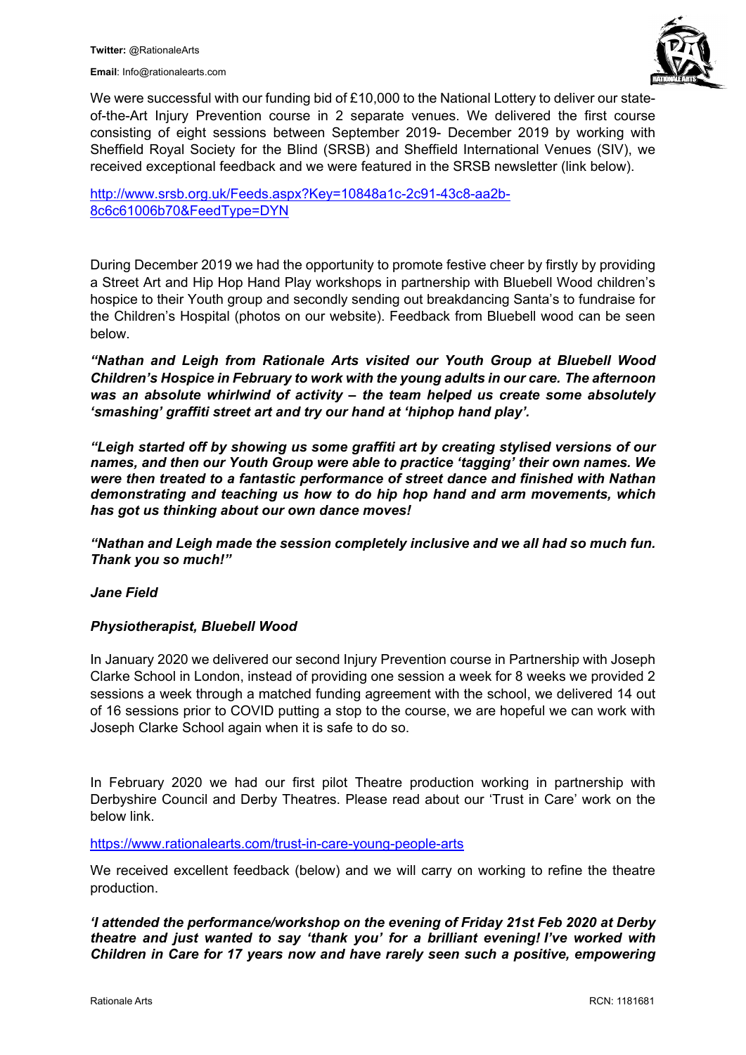We were successful with our funding bid of £10,000 to the National Lottery to deliver our state-of-the-Art Injury Prevention course in 2 separate venues. We delivered the first course consisting of eight sessions between September 2019- December 2019 by working with Sheffield Royal Society for the Blind (SRSB) and Sheffield International Venues (SIV), we received exceptional feedback and we were featured in the SRSB newsletter (link below).

http://www.srsb.org.uk/Feeds.aspx?Key=10848a1c-2c91-43c8-aa2b-8c6c61006b70&FeedType=DYN

During December 2019 we had the opportunity to promote festive cheer by firstly by providing a Street Art and Hip Hop Hand Play workshops in partnership with Bluebell Wood children's hospice to their Youth group and secondly sending out breakdancing Santa's to fundraise for the Children's Hospital (photos on our website). Feedback from Bluebell wood can be seen below.

***"Nathan and Leigh from Rationale Arts visited our Youth Group at Bluebell Wood Children's Hospice in February to work with the young adults in our care. The afternoon was an absolute whirlwind of activity – the team helped us create some absolutely 'smashing' graffiti street art and try our hand at 'hiphop hand play'.***

***"Leigh started off by showing us some graffiti art by creating stylised versions of our names, and then our Youth Group were able to practice 'tagging' their own names. We were then treated to a fantastic performance of street dance and finished with Nathan demonstrating and teaching us how to do hip hop hand and arm movements, which has got us thinking about our own dance moves!***

***"Nathan and Leigh made the session completely inclusive and we all had so much fun. Thank you so much!"***

***Jane Field***

***Physiotherapist, Bluebell Wood***

In January 2020 we delivered our second Injury Prevention course in Partnership with Joseph Clarke School in London, instead of providing one session a week for 8 weeks we provided 2 sessions a week through a matched funding agreement with the school, we delivered 14 out of 16 sessions prior to COVID putting a stop to the course, we are hopeful we can work with Joseph Clarke School again when it is safe to do so.

In February 2020 we had our first pilot Theatre production working in partnership with Derbyshire Council and Derby Theatres. Please read about our 'Trust in Care' work on the below link.

https://www.rationalearts.com/trust-in-care-young-people-arts

We received excellent feedback (below) and we will carry on working to refine the theatre production.

***'I attended the performance/workshop on the evening of Friday 21st Feb 2020 at Derby theatre and just wanted to say 'thank you' for a brilliant evening! I've worked with Children in Care for 17 years now and have rarely seen such a positive, empowering***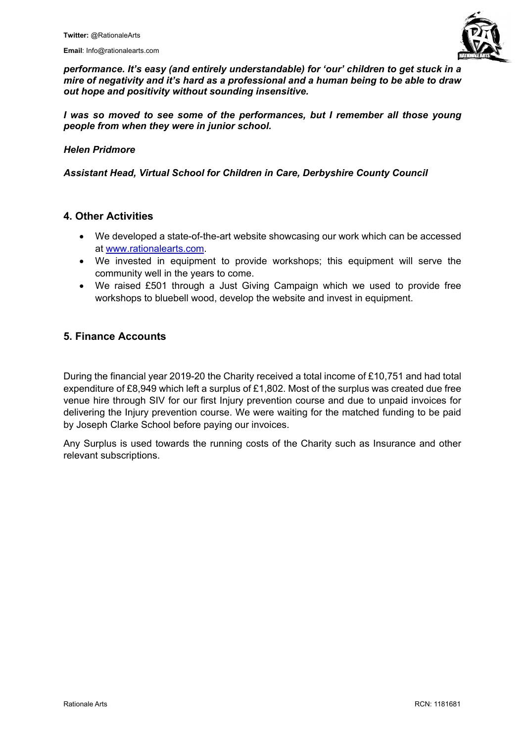***performance. It's easy (and entirely understandable) for 'our' children to get stuck in a mire of negativity and it's hard as a professional and a human being to be able to draw out hope and positivity without sounding insensitive.***

***I was so moved to see some of the performances, but I remember all those young people from when they were in junior school.***

***Helen Pridmore***

***Assistant Head, Virtual School for Children in Care, Derbyshire County Council***

## 4. Other Activities

- We developed a state-of-the-art website showcasing our work which can be accessed at [www.rationalearts.com](http://www.rationalearts.com).
- We invested in equipment to provide workshops; this equipment will serve the community well in the years to come.
- We raised £501 through a Just Giving Campaign which we used to provide free workshops to bluebell wood, develop the website and invest in equipment.

## 5. Finance Accounts

During the financial year 2019-20 the Charity received a total income of £10,751 and had total expenditure of £8,949 which left a surplus of £1,802. Most of the surplus was created due free venue hire through SIV for our first Injury prevention course and due to unpaid invoices for delivering the Injury prevention course. We were waiting for the matched funding to be paid by Joseph Clarke School before paying our invoices.

Any Surplus is used towards the running costs of the Charity such as Insurance and other relevant subscriptions.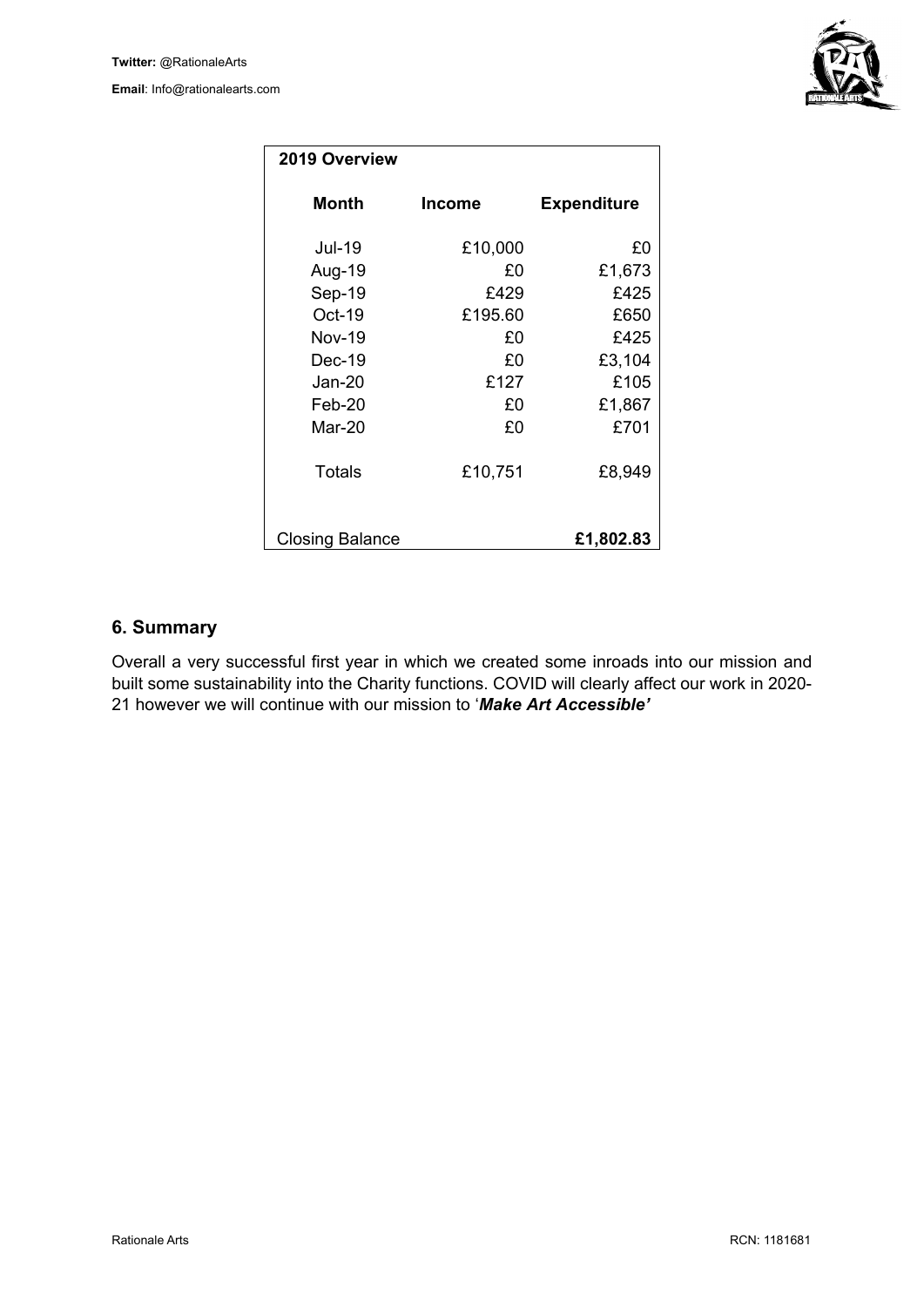| 2019 Overview | | |
|---|---|---|
| **Month** | **Income** | **Expenditure** |
| Jul-19 | £10,000 | £0 |
| Aug-19 | £0 | £1,673 |
| Sep-19 | £429 | £425 |
| Oct-19 | £195.60 | £650 |
| Nov-19 | £0 | £425 |
| Dec-19 | £0 | £3,104 |
| Jan-20 | £127 | £105 |
| Feb-20 | £0 | £1,867 |
| Mar-20 | £0 | £701 |
| Totals | £10,751 | £8,949 |
| Closing Balance | | **£1,802.83** |

## 6. Summary

Overall a very successful first year in which we created some inroads into our mission and built some sustainability into the Charity functions. COVID will clearly affect our work in 2020-21 however we will continue with our mission to '***Make Art Accessible'***